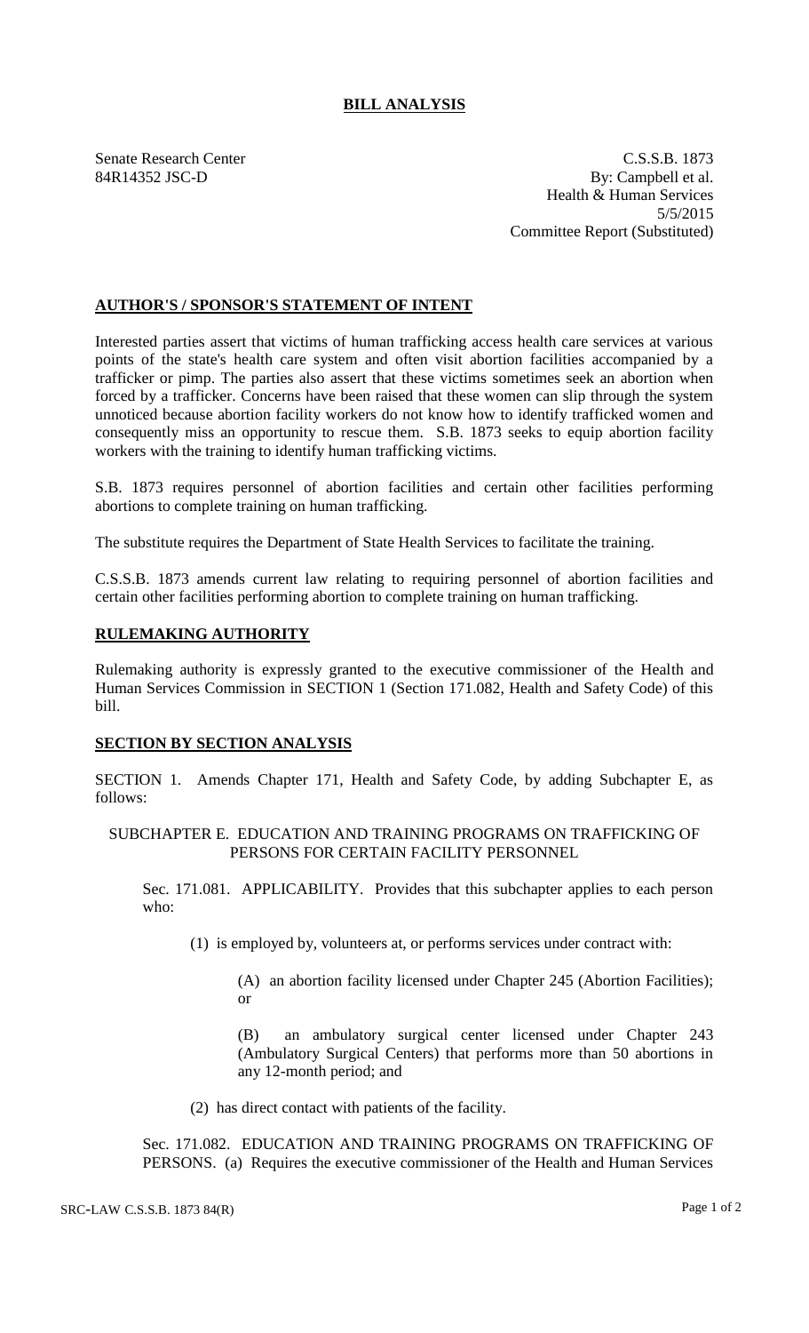# BILL ANALYSIS

Senate Research Center
84R14352 JSC-D

C.S.S.B. 1873
By: Campbell et al.
Health & Human Services
5/5/2015
Committee Report (Substituted)

## AUTHOR'S / SPONSOR'S STATEMENT OF INTENT

Interested parties assert that victims of human trafficking access health care services at various points of the state's health care system and often visit abortion facilities accompanied by a trafficker or pimp. The parties also assert that these victims sometimes seek an abortion when forced by a trafficker. Concerns have been raised that these women can slip through the system unnoticed because abortion facility workers do not know how to identify trafficked women and consequently miss an opportunity to rescue them. S.B. 1873 seeks to equip abortion facility workers with the training to identify human trafficking victims.

S.B. 1873 requires personnel of abortion facilities and certain other facilities performing abortions to complete training on human trafficking.

The substitute requires the Department of State Health Services to facilitate the training.

C.S.S.B. 1873 amends current law relating to requiring personnel of abortion facilities and certain other facilities performing abortion to complete training on human trafficking.

## RULEMAKING AUTHORITY

Rulemaking authority is expressly granted to the executive commissioner of the Health and Human Services Commission in SECTION 1 (Section 171.082, Health and Safety Code) of this bill.

## SECTION BY SECTION ANALYSIS

SECTION 1. Amends Chapter 171, Health and Safety Code, by adding Subchapter E, as follows:

SUBCHAPTER E. EDUCATION AND TRAINING PROGRAMS ON TRAFFICKING OF PERSONS FOR CERTAIN FACILITY PERSONNEL

Sec. 171.081. APPLICABILITY. Provides that this subchapter applies to each person who:

(1) is employed by, volunteers at, or performs services under contract with:

(A) an abortion facility licensed under Chapter 245 (Abortion Facilities); or

(B) an ambulatory surgical center licensed under Chapter 243 (Ambulatory Surgical Centers) that performs more than 50 abortions in any 12-month period; and

(2) has direct contact with patients of the facility.

Sec. 171.082. EDUCATION AND TRAINING PROGRAMS ON TRAFFICKING OF PERSONS. (a) Requires the executive commissioner of the Health and Human Services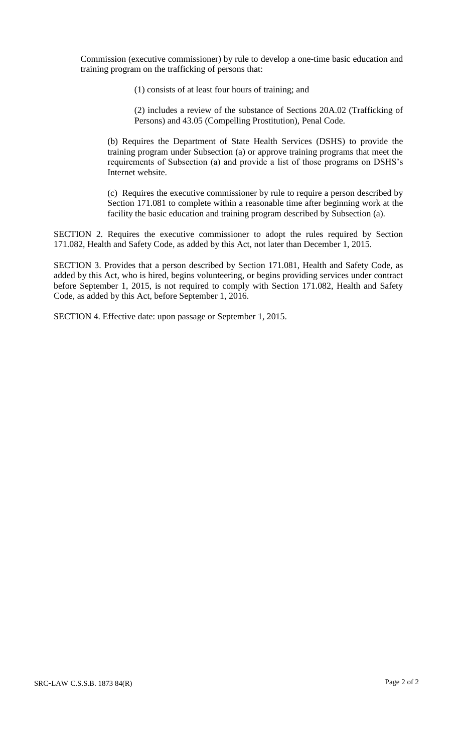Commission (executive commissioner) by rule to develop a one-time basic education and training program on the trafficking of persons that:

(1) consists of at least four hours of training; and

(2) includes a review of the substance of Sections 20A.02 (Trafficking of Persons) and 43.05 (Compelling Prostitution), Penal Code.

(b) Requires the Department of State Health Services (DSHS) to provide the training program under Subsection (a) or approve training programs that meet the requirements of Subsection (a) and provide a list of those programs on DSHS's Internet website.

(c) Requires the executive commissioner by rule to require a person described by Section 171.081 to complete within a reasonable time after beginning work at the facility the basic education and training program described by Subsection (a).

SECTION 2. Requires the executive commissioner to adopt the rules required by Section 171.082, Health and Safety Code, as added by this Act, not later than December 1, 2015.

SECTION 3. Provides that a person described by Section 171.081, Health and Safety Code, as added by this Act, who is hired, begins volunteering, or begins providing services under contract before September 1, 2015, is not required to comply with Section 171.082, Health and Safety Code, as added by this Act, before September 1, 2016.

SECTION 4. Effective date: upon passage or September 1, 2015.